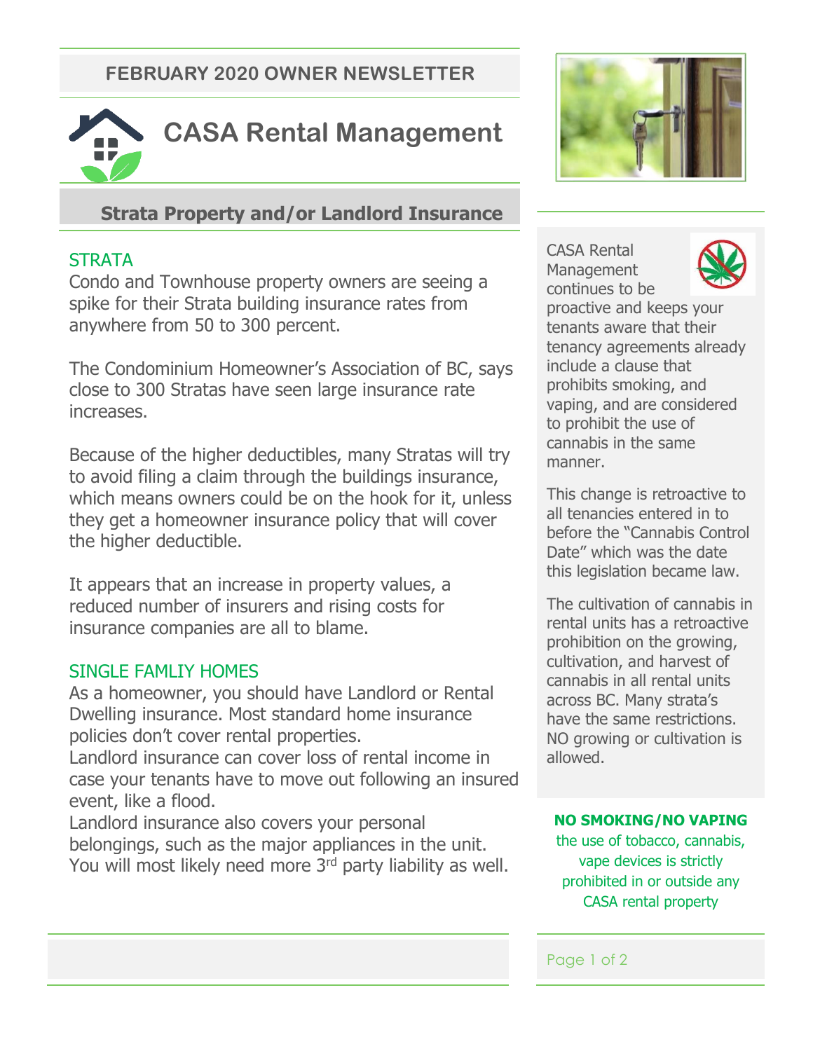FEBRUARY 2020 OWNER NEWSLETTER

# CASA Rental Management

## Strata Property and/or Landlord Insurance

### STRATA

Condo and Townhouse property owners are seeing a spike for their Strata building insurance rates from anywhere from 50 to 300 percent.

The Condominium Homeowner's Association of BC, says close to 300 Stratas have seen large insurance rate increases.

Because of the higher deductibles, many Stratas will try to avoid filing a claim through the buildings insurance, which means owners could be on the hook for it, unless they get a homeowner insurance policy that will cover the higher deductible.

It appears that an increase in property values, a reduced number of insurers and rising costs for insurance companies are all to blame.

### SINGLE FAMLIY HOMES

As a homeowner, you should have Landlord or Rental Dwelling insurance. Most standard home insurance policies don't cover rental properties.

Landlord insurance can cover loss of rental income in case your tenants have to move out following an insured event, like a flood.

Landlord insurance also covers your personal belongings, such as the major appliances in the unit. You will most likely need more 3rd party liability as well.

CASA Rental Management continues to be proactive and keeps your tenants aware that their tenancy agreements already include a clause that prohibits smoking, and vaping, and are considered to prohibit the use of cannabis in the same manner.

This change is retroactive to all tenancies entered in to before the "Cannabis Control Date" which was the date this legislation became law.

The cultivation of cannabis in rental units has a retroactive prohibition on the growing, cultivation, and harvest of cannabis in all rental units across BC. Many strata's have the same restrictions. NO growing or cultivation is allowed.

**NO SMOKING/NO VAPING**

the use of tobacco, cannabis, vape devices is strictly prohibited in or outside any CASA rental property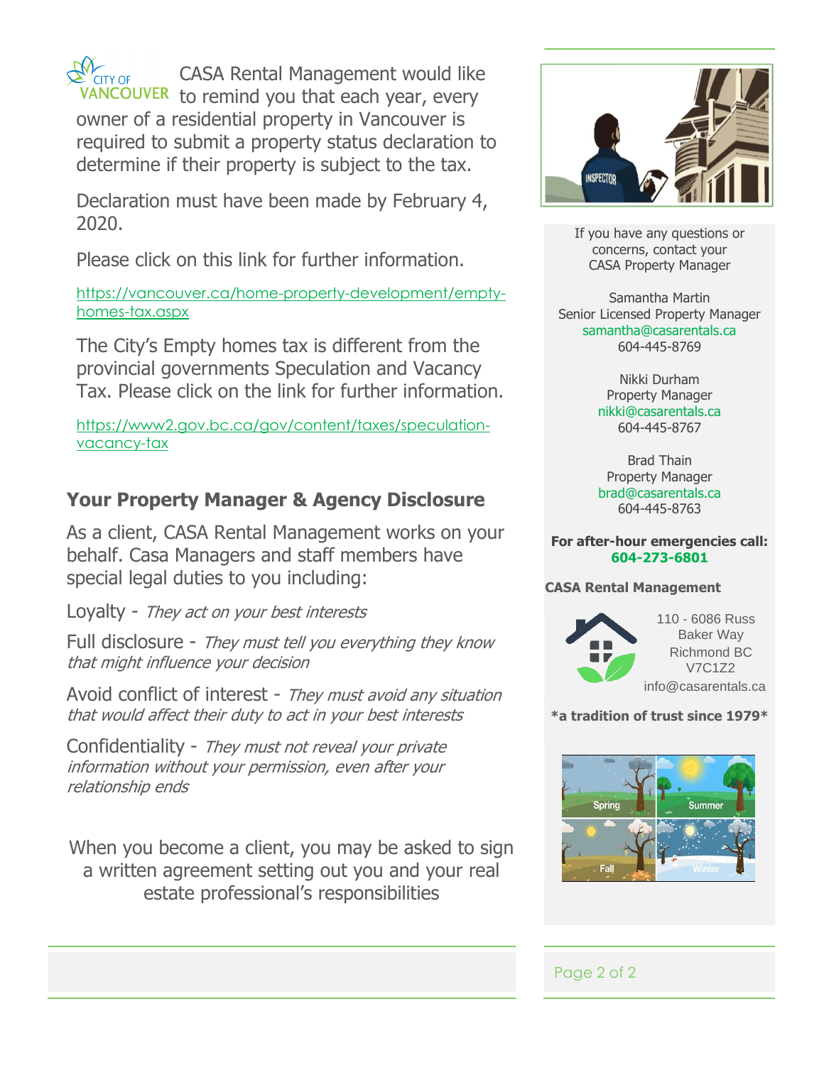CASA Rental Management would like to remind you that each year, every owner of a residential property in Vancouver is required to submit a property status declaration to determine if their property is subject to the tax.

Declaration must have been made by February 4, 2020.

Please click on this link for further information.

https://vancouver.ca/home-property-development/empty-homes-tax.aspx

The City's Empty homes tax is different from the provincial governments Speculation and Vacancy Tax. Please click on the link for further information.

https://www2.gov.bc.ca/gov/content/taxes/speculation-vacancy-tax

## Your Property Manager & Agency Disclosure

As a client, CASA Rental Management works on your behalf. Casa Managers and staff members have special legal duties to you including:

Loyalty - *They act on your best interests*

Full disclosure - *They must tell you everything they know that might influence your decision*

Avoid conflict of interest - *They must avoid any situation that would affect their duty to act in your best interests*

Confidentiality - *They must not reveal your private information without your permission, even after your relationship ends*

When you become a client, you may be asked to sign a written agreement setting out you and your real estate professional's responsibilities

If you have any questions or concerns, contact your CASA Property Manager

Samantha Martin
Senior Licensed Property Manager
samantha@casarentals.ca
604-445-8769

Nikki Durham
Property Manager
nikki@casarentals.ca
604-445-8767

Brad Thain
Property Manager
brad@casarentals.ca
604-445-8763

**For after-hour emergencies call:**
**604-273-6801**

**CASA Rental Management**

110 - 6086 Russ Baker Way
Richmond BC
V7C1Z2
info@casarentals.ca

***a tradition of trust since 1979***